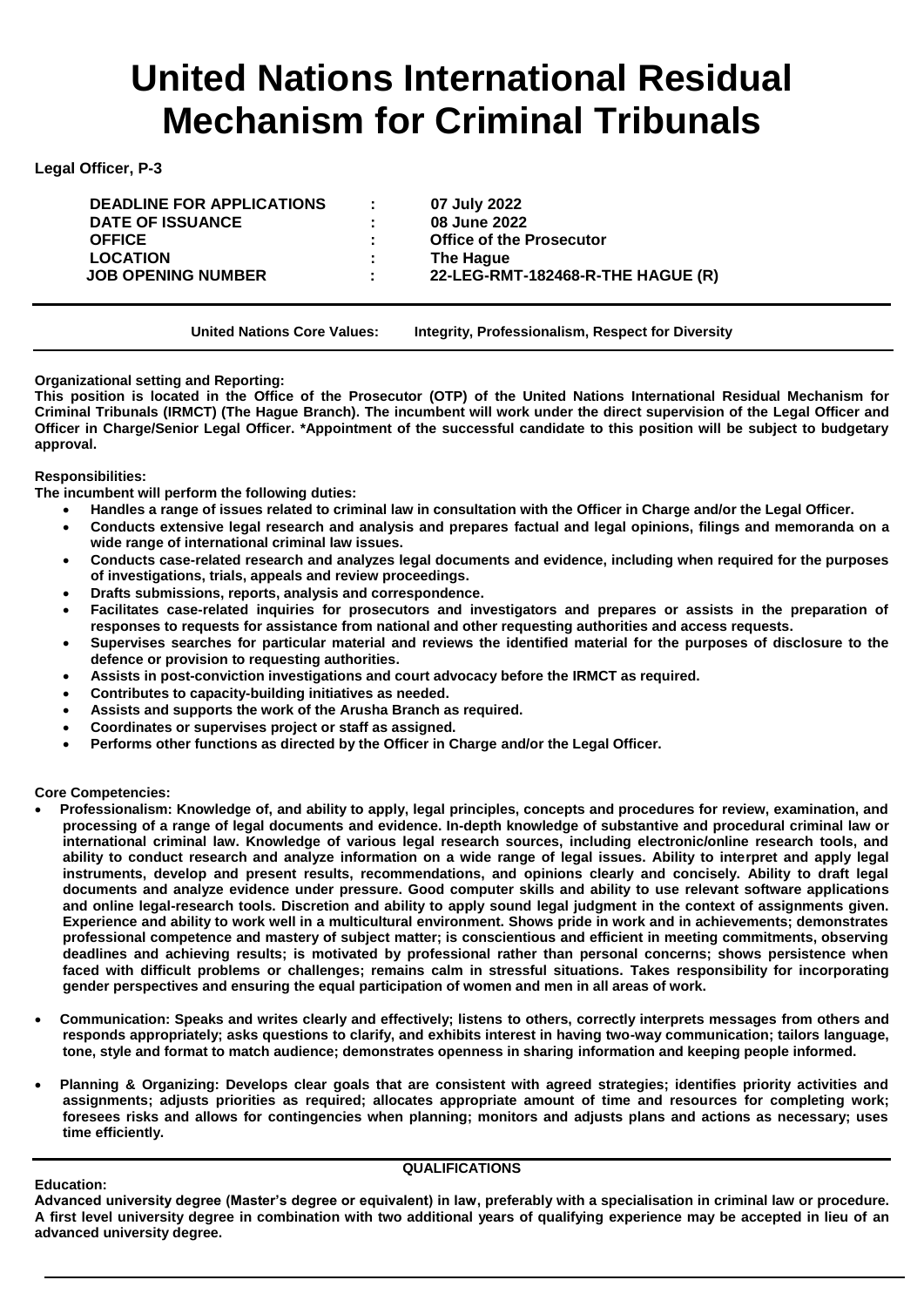# United Nations International Residual Mechanism for Criminal Tribunals

**Legal Officer, P-3**

| | | |
|---|---|---|
| **DEADLINE FOR APPLICATIONS** | **:** | **07 July 2022** |
| **DATE OF ISSUANCE** | **:** | **08 June 2022** |
| **OFFICE** | **:** | **Office of the Prosecutor** |
| **LOCATION** | **:** | **The Hague** |
| **JOB OPENING NUMBER** | **:** | **22-LEG-RMT-182468-R-THE HAGUE (R)** |

**United Nations Core Values: Integrity, Professionalism, Respect for Diversity**

**Organizational setting and Reporting:**

**This position is located in the Office of the Prosecutor (OTP) of the United Nations International Residual Mechanism for Criminal Tribunals (IRMCT) (The Hague Branch). The incumbent will work under the direct supervision of the Legal Officer and Officer in Charge/Senior Legal Officer. \*Appointment of the successful candidate to this position will be subject to budgetary approval.**

**Responsibilities:**

**The incumbent will perform the following duties:**

- **Handles a range of issues related to criminal law in consultation with the Officer in Charge and/or the Legal Officer.**
- **Conducts extensive legal research and analysis and prepares factual and legal opinions, filings and memoranda on a wide range of international criminal law issues.**
- **Conducts case-related research and analyzes legal documents and evidence, including when required for the purposes of investigations, trials, appeals and review proceedings.**
- **Drafts submissions, reports, analysis and correspondence.**
- **Facilitates case-related inquiries for prosecutors and investigators and prepares or assists in the preparation of responses to requests for assistance from national and other requesting authorities and access requests.**
- **Supervises searches for particular material and reviews the identified material for the purposes of disclosure to the defence or provision to requesting authorities.**
- **Assists in post-conviction investigations and court advocacy before the IRMCT as required.**
- **Contributes to capacity-building initiatives as needed.**
- **Assists and supports the work of the Arusha Branch as required.**
- **Coordinates or supervises project or staff as assigned.**
- **Performs other functions as directed by the Officer in Charge and/or the Legal Officer.**

**Core Competencies:**

- **Professionalism: Knowledge of, and ability to apply, legal principles, concepts and procedures for review, examination, and processing of a range of legal documents and evidence. In-depth knowledge of substantive and procedural criminal law or international criminal law. Knowledge of various legal research sources, including electronic/online research tools, and ability to conduct research and analyze information on a wide range of legal issues. Ability to interpret and apply legal instruments, develop and present results, recommendations, and opinions clearly and concisely. Ability to draft legal documents and analyze evidence under pressure. Good computer skills and ability to use relevant software applications and online legal-research tools. Discretion and ability to apply sound legal judgment in the context of assignments given. Experience and ability to work well in a multicultural environment. Shows pride in work and in achievements; demonstrates professional competence and mastery of subject matter; is conscientious and efficient in meeting commitments, observing deadlines and achieving results; is motivated by professional rather than personal concerns; shows persistence when faced with difficult problems or challenges; remains calm in stressful situations. Takes responsibility for incorporating gender perspectives and ensuring the equal participation of women and men in all areas of work.**

- **Communication: Speaks and writes clearly and effectively; listens to others, correctly interprets messages from others and responds appropriately; asks questions to clarify, and exhibits interest in having two-way communication; tailors language, tone, style and format to match audience; demonstrates openness in sharing information and keeping people informed.**

- **Planning & Organizing: Develops clear goals that are consistent with agreed strategies; identifies priority activities and assignments; adjusts priorities as required; allocates appropriate amount of time and resources for completing work; foresees risks and allows for contingencies when planning; monitors and adjusts plans and actions as necessary; uses time efficiently.**

## QUALIFICATIONS

**Education:**

**Advanced university degree (Master's degree or equivalent) in law, preferably with a specialisation in criminal law or procedure. A first level university degree in combination with two additional years of qualifying experience may be accepted in lieu of an advanced university degree.**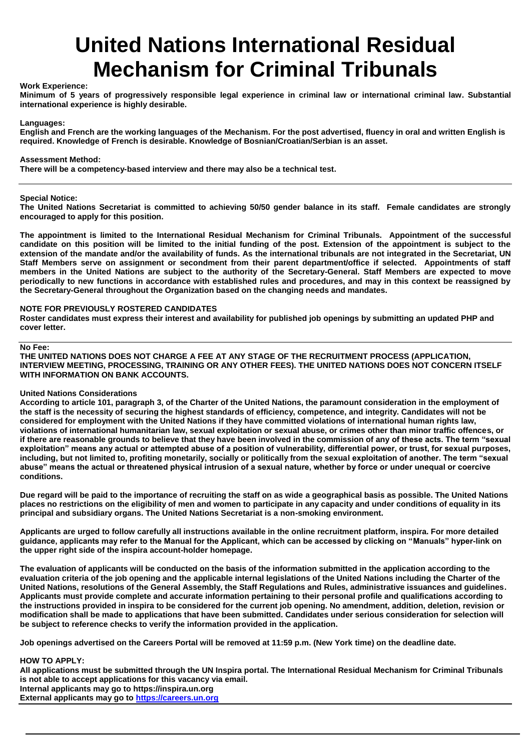# United Nations International Residual Mechanism for Criminal Tribunals

**Work Experience:**

**Minimum of 5 years of progressively responsible legal experience in criminal law or international criminal law. Substantial international experience is highly desirable.**

**Languages:**

**English and French are the working languages of the Mechanism. For the post advertised, fluency in oral and written English is required. Knowledge of French is desirable. Knowledge of Bosnian/Croatian/Serbian is an asset.**

**Assessment Method:**

**There will be a competency-based interview and there may also be a technical test.**

---

**Special Notice:**

**The United Nations Secretariat is committed to achieving 50/50 gender balance in its staff. Female candidates are strongly encouraged to apply for this position.**

**The appointment is limited to the International Residual Mechanism for Criminal Tribunals. Appointment of the successful candidate on this position will be limited to the initial funding of the post. Extension of the appointment is subject to the extension of the mandate and/or the availability of funds. As the international tribunals are not integrated in the Secretariat, UN Staff Members serve on assignment or secondment from their parent department/office if selected. Appointments of staff members in the United Nations are subject to the authority of the Secretary-General. Staff Members are expected to move periodically to new functions in accordance with established rules and procedures, and may in this context be reassigned by the Secretary-General throughout the Organization based on the changing needs and mandates.**

**NOTE FOR PREVIOUSLY ROSTERED CANDIDATES**

**Roster candidates must express their interest and availability for published job openings by submitting an updated PHP and cover letter.**

---

**No Fee:**

**THE UNITED NATIONS DOES NOT CHARGE A FEE AT ANY STAGE OF THE RECRUITMENT PROCESS (APPLICATION, INTERVIEW MEETING, PROCESSING, TRAINING OR ANY OTHER FEES). THE UNITED NATIONS DOES NOT CONCERN ITSELF WITH INFORMATION ON BANK ACCOUNTS.**

**United Nations Considerations**

**According to article 101, paragraph 3, of the Charter of the United Nations, the paramount consideration in the employment of the staff is the necessity of securing the highest standards of efficiency, competence, and integrity. Candidates will not be considered for employment with the United Nations if they have committed violations of international human rights law, violations of international humanitarian law, sexual exploitation or sexual abuse, or crimes other than minor traffic offences, or if there are reasonable grounds to believe that they have been involved in the commission of any of these acts. The term "sexual exploitation" means any actual or attempted abuse of a position of vulnerability, differential power, or trust, for sexual purposes, including, but not limited to, profiting monetarily, socially or politically from the sexual exploitation of another. The term "sexual abuse" means the actual or threatened physical intrusion of a sexual nature, whether by force or under unequal or coercive conditions.**

**Due regard will be paid to the importance of recruiting the staff on as wide a geographical basis as possible. The United Nations places no restrictions on the eligibility of men and women to participate in any capacity and under conditions of equality in its principal and subsidiary organs. The United Nations Secretariat is a non-smoking environment.**

**Applicants are urged to follow carefully all instructions available in the online recruitment platform, inspira. For more detailed guidance, applicants may refer to the Manual for the Applicant, which can be accessed by clicking on "Manuals" hyper-link on the upper right side of the inspira account-holder homepage.**

**The evaluation of applicants will be conducted on the basis of the information submitted in the application according to the evaluation criteria of the job opening and the applicable internal legislations of the United Nations including the Charter of the United Nations, resolutions of the General Assembly, the Staff Regulations and Rules, administrative issuances and guidelines. Applicants must provide complete and accurate information pertaining to their personal profile and qualifications according to the instructions provided in inspira to be considered for the current job opening. No amendment, addition, deletion, revision or modification shall be made to applications that have been submitted. Candidates under serious consideration for selection will be subject to reference checks to verify the information provided in the application.**

**Job openings advertised on the Careers Portal will be removed at 11:59 p.m. (New York time) on the deadline date.**

**HOW TO APPLY:**

**All applications must be submitted through the UN Inspira portal. The International Residual Mechanism for Criminal Tribunals is not able to accept applications for this vacancy via email.**
**Internal applicants may go to https://inspira.un.org**
**External applicants may go to [https://careers.un.org](https://careers.un.org)**